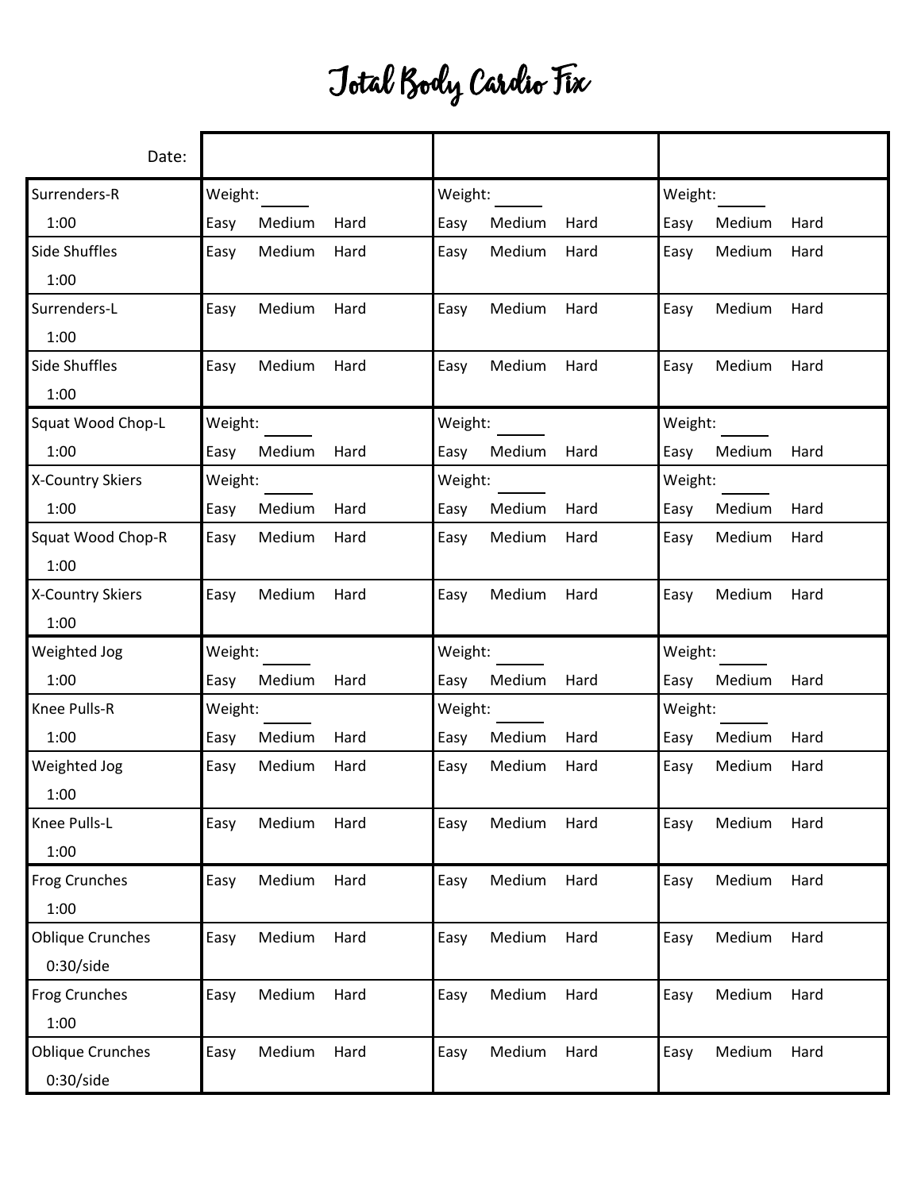# Total Body Cardio Fix

| Date: | | | |
|---|---|---|---|
| Surrenders-R 1:00 | Weight: ______ Easy Medium Hard | Weight: ______ Easy Medium Hard | Weight: ______ Easy Medium Hard |
| Side Shuffles 1:00 | Easy Medium Hard | Easy Medium Hard | Easy Medium Hard |
| Surrenders-L 1:00 | Easy Medium Hard | Easy Medium Hard | Easy Medium Hard |
| Side Shuffles 1:00 | Easy Medium Hard | Easy Medium Hard | Easy Medium Hard |
| Squat Wood Chop-L 1:00 | Weight: ______ Easy Medium Hard | Weight: ______ Easy Medium Hard | Weight: ______ Easy Medium Hard |
| X-Country Skiers 1:00 | Weight: ______ Easy Medium Hard | Weight: ______ Easy Medium Hard | Weight: ______ Easy Medium Hard |
| Squat Wood Chop-R 1:00 | Easy Medium Hard | Easy Medium Hard | Easy Medium Hard |
| X-Country Skiers 1:00 | Easy Medium Hard | Easy Medium Hard | Easy Medium Hard |
| Weighted Jog 1:00 | Weight: ______ Easy Medium Hard | Weight: ______ Easy Medium Hard | Weight: ______ Easy Medium Hard |
| Knee Pulls-R 1:00 | Weight: ______ Easy Medium Hard | Weight: ______ Easy Medium Hard | Weight: ______ Easy Medium Hard |
| Weighted Jog 1:00 | Easy Medium Hard | Easy Medium Hard | Easy Medium Hard |
| Knee Pulls-L 1:00 | Easy Medium Hard | Easy Medium Hard | Easy Medium Hard |
| Frog Crunches 1:00 | Easy Medium Hard | Easy Medium Hard | Easy Medium Hard |
| Oblique Crunches 0:30/side | Easy Medium Hard | Easy Medium Hard | Easy Medium Hard |
| Frog Crunches 1:00 | Easy Medium Hard | Easy Medium Hard | Easy Medium Hard |
| Oblique Crunches 0:30/side | Easy Medium Hard | Easy Medium Hard | Easy Medium Hard |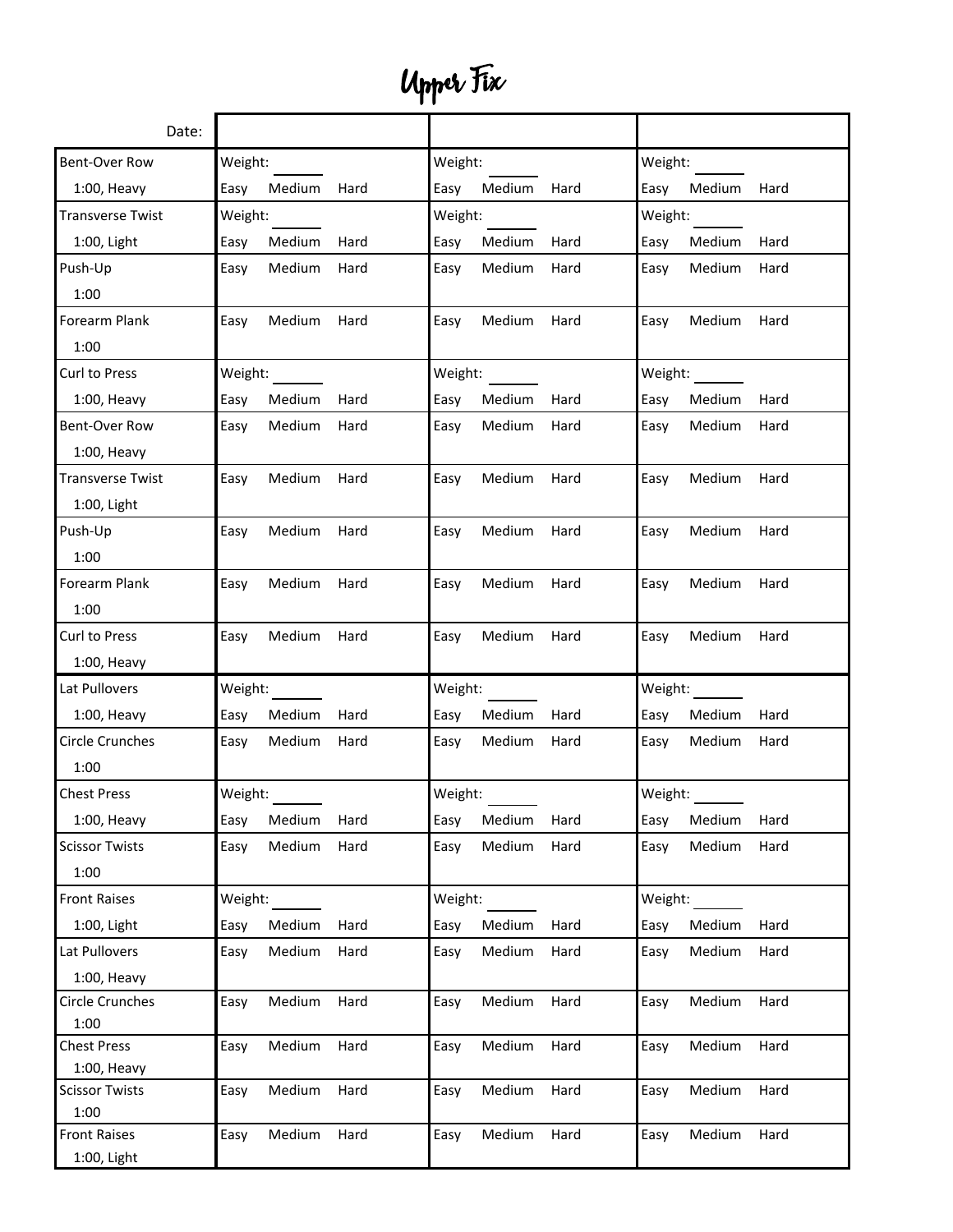# Upper Fix

| Date: | | | |
|---|---|---|---|
| Bent-Over Row 1:00, Heavy | Weight: ______ Easy Medium Hard | Weight: ______ Easy Medium Hard | Weight: ______ Easy Medium Hard |
| Transverse Twist 1:00, Light | Weight: ______ Easy Medium Hard | Weight: ______ Easy Medium Hard | Weight: ______ Easy Medium Hard |
| Push-Up 1:00 | Easy Medium Hard | Easy Medium Hard | Easy Medium Hard |
| Forearm Plank 1:00 | Easy Medium Hard | Easy Medium Hard | Easy Medium Hard |
| Curl to Press 1:00, Heavy | Weight: ______ Easy Medium Hard | Weight: ______ Easy Medium Hard | Weight: ______ Easy Medium Hard |
| Bent-Over Row 1:00, Heavy | Easy Medium Hard | Easy Medium Hard | Easy Medium Hard |
| Transverse Twist 1:00, Light | Easy Medium Hard | Easy Medium Hard | Easy Medium Hard |
| Push-Up 1:00 | Easy Medium Hard | Easy Medium Hard | Easy Medium Hard |
| Forearm Plank 1:00 | Easy Medium Hard | Easy Medium Hard | Easy Medium Hard |
| Curl to Press 1:00, Heavy | Easy Medium Hard | Easy Medium Hard | Easy Medium Hard |
| Lat Pullovers 1:00, Heavy | Weight: ______ Easy Medium Hard | Weight: ______ Easy Medium Hard | Weight: ______ Easy Medium Hard |
| Circle Crunches 1:00 | Easy Medium Hard | Easy Medium Hard | Easy Medium Hard |
| Chest Press 1:00, Heavy | Weight: ______ Easy Medium Hard | Weight: ______ Easy Medium Hard | Weight: ______ Easy Medium Hard |
| Scissor Twists 1:00 | Easy Medium Hard | Easy Medium Hard | Easy Medium Hard |
| Front Raises 1:00, Light | Weight: ______ Easy Medium Hard | Weight: ______ Easy Medium Hard | Weight: ______ Easy Medium Hard |
| Lat Pullovers 1:00, Heavy | Easy Medium Hard | Easy Medium Hard | Easy Medium Hard |
| Circle Crunches 1:00 | Easy Medium Hard | Easy Medium Hard | Easy Medium Hard |
| Chest Press 1:00, Heavy | Easy Medium Hard | Easy Medium Hard | Easy Medium Hard |
| Scissor Twists 1:00 | Easy Medium Hard | Easy Medium Hard | Easy Medium Hard |
| Front Raises 1:00, Light | Easy Medium Hard | Easy Medium Hard | Easy Medium Hard |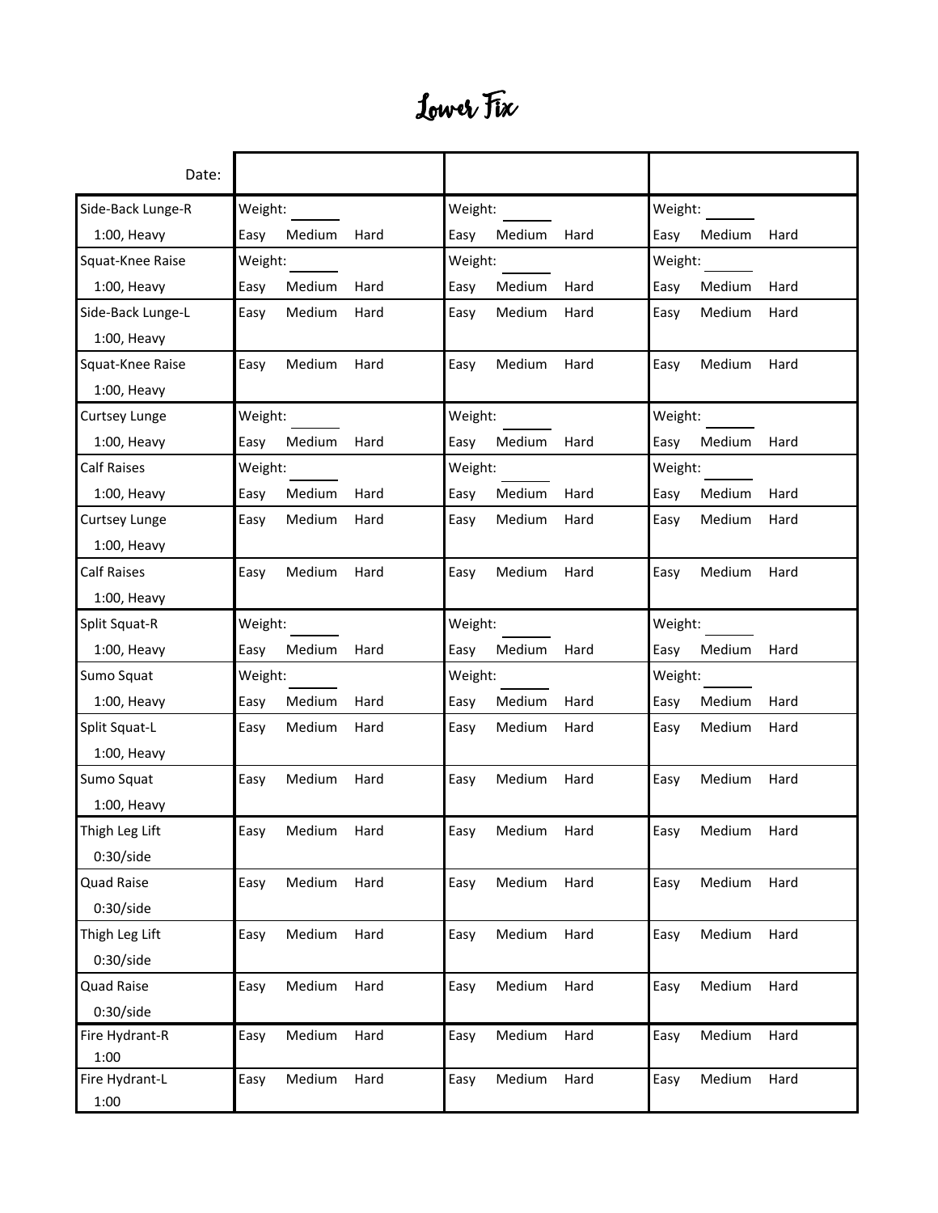# Lower Fix

| Date: | | | |
|---|---|---|---|
| Side-Back Lunge-R<br>1:00, Heavy | Weight: ______<br>Easy Medium Hard | Weight: ______<br>Easy Medium Hard | Weight: ______<br>Easy Medium Hard |
| Squat-Knee Raise<br>1:00, Heavy | Weight: ______<br>Easy Medium Hard | Weight: ______<br>Easy Medium Hard | Weight: ______<br>Easy Medium Hard |
| Side-Back Lunge-L<br>1:00, Heavy | Easy Medium Hard | Easy Medium Hard | Easy Medium Hard |
| Squat-Knee Raise<br>1:00, Heavy | Easy Medium Hard | Easy Medium Hard | Easy Medium Hard |
| Curtsey Lunge<br>1:00, Heavy | Weight: ______<br>Easy Medium Hard | Weight: ______<br>Easy Medium Hard | Weight: ______<br>Easy Medium Hard |
| Calf Raises<br>1:00, Heavy | Weight: ______<br>Easy Medium Hard | Weight: ______<br>Easy Medium Hard | Weight: ______<br>Easy Medium Hard |
| Curtsey Lunge<br>1:00, Heavy | Easy Medium Hard | Easy Medium Hard | Easy Medium Hard |
| Calf Raises<br>1:00, Heavy | Easy Medium Hard | Easy Medium Hard | Easy Medium Hard |
| Split Squat-R<br>1:00, Heavy | Weight: ______<br>Easy Medium Hard | Weight: ______<br>Easy Medium Hard | Weight: ______<br>Easy Medium Hard |
| Sumo Squat<br>1:00, Heavy | Weight: ______<br>Easy Medium Hard | Weight: ______<br>Easy Medium Hard | Weight: ______<br>Easy Medium Hard |
| Split Squat-L<br>1:00, Heavy | Easy Medium Hard | Easy Medium Hard | Easy Medium Hard |
| Sumo Squat<br>1:00, Heavy | Easy Medium Hard | Easy Medium Hard | Easy Medium Hard |
| Thigh Leg Lift<br>0:30/side | Easy Medium Hard | Easy Medium Hard | Easy Medium Hard |
| Quad Raise<br>0:30/side | Easy Medium Hard | Easy Medium Hard | Easy Medium Hard |
| Thigh Leg Lift<br>0:30/side | Easy Medium Hard | Easy Medium Hard | Easy Medium Hard |
| Quad Raise<br>0:30/side | Easy Medium Hard | Easy Medium Hard | Easy Medium Hard |
| Fire Hydrant-R<br>1:00 | Easy Medium Hard | Easy Medium Hard | Easy Medium Hard |
| Fire Hydrant-L<br>1:00 | Easy Medium Hard | Easy Medium Hard | Easy Medium Hard |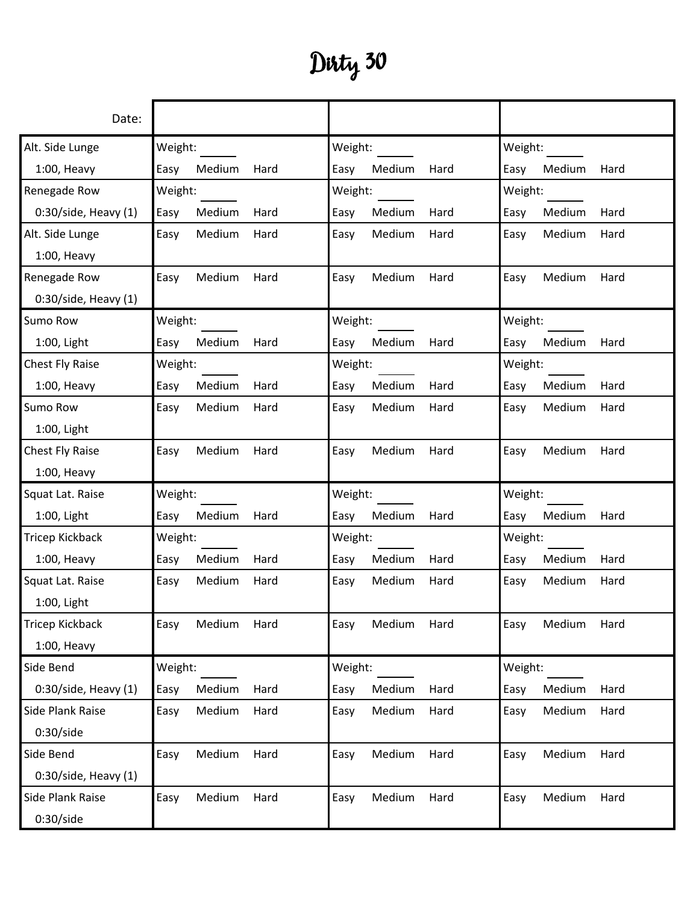# Dirty 30

| Date: | | | |
|---|---|---|---|
| Alt. Side Lunge<br>1:00, Heavy | Weight: ______<br>Easy Medium Hard | Weight: ______<br>Easy Medium Hard | Weight: ______<br>Easy Medium Hard |
| Renegade Row<br>0:30/side, Heavy (1) | Weight: ______<br>Easy Medium Hard | Weight: ______<br>Easy Medium Hard | Weight: ______<br>Easy Medium Hard |
| Alt. Side Lunge<br>1:00, Heavy | Easy Medium Hard | Easy Medium Hard | Easy Medium Hard |
| Renegade Row<br>0:30/side, Heavy (1) | Easy Medium Hard | Easy Medium Hard | Easy Medium Hard |
| Sumo Row<br>1:00, Light | Weight: ______<br>Easy Medium Hard | Weight: ______<br>Easy Medium Hard | Weight: ______<br>Easy Medium Hard |
| Chest Fly Raise<br>1:00, Heavy | Weight: ______<br>Easy Medium Hard | Weight: ______<br>Easy Medium Hard | Weight: ______<br>Easy Medium Hard |
| Sumo Row<br>1:00, Light | Easy Medium Hard | Easy Medium Hard | Easy Medium Hard |
| Chest Fly Raise<br>1:00, Heavy | Easy Medium Hard | Easy Medium Hard | Easy Medium Hard |
| Squat Lat. Raise<br>1:00, Light | Weight: ______<br>Easy Medium Hard | Weight: ______<br>Easy Medium Hard | Weight: ______<br>Easy Medium Hard |
| Tricep Kickback<br>1:00, Heavy | Weight: ______<br>Easy Medium Hard | Weight: ______<br>Easy Medium Hard | Weight: ______<br>Easy Medium Hard |
| Squat Lat. Raise<br>1:00, Light | Easy Medium Hard | Easy Medium Hard | Easy Medium Hard |
| Tricep Kickback<br>1:00, Heavy | Easy Medium Hard | Easy Medium Hard | Easy Medium Hard |
| Side Bend<br>0:30/side, Heavy (1) | Weight: ______<br>Easy Medium Hard | Weight: ______<br>Easy Medium Hard | Weight: ______<br>Easy Medium Hard |
| Side Plank Raise<br>0:30/side | Easy Medium Hard | Easy Medium Hard | Easy Medium Hard |
| Side Bend<br>0:30/side, Heavy (1) | Easy Medium Hard | Easy Medium Hard | Easy Medium Hard |
| Side Plank Raise<br>0:30/side | Easy Medium Hard | Easy Medium Hard | Easy Medium Hard |